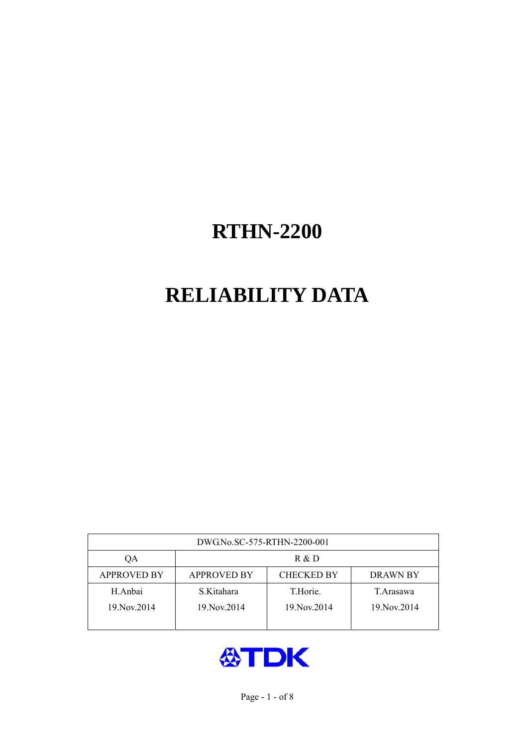# RTHN-2200

# RELIABILITY DATA

| DWG.No.SC-575-RTHN-2200-001 | | | |
|---|---|---|---|
| QA | R & D | | |
| APPROVED BY | APPROVED BY | CHECKED BY | DRAWN BY |
| H.Anbai<br>19.Nov.2014 | S.Kitahara<br>19.Nov.2014 | T.Horie.<br>19.Nov.2014 | T.Arasawa<br>19.Nov.2014 |

TDK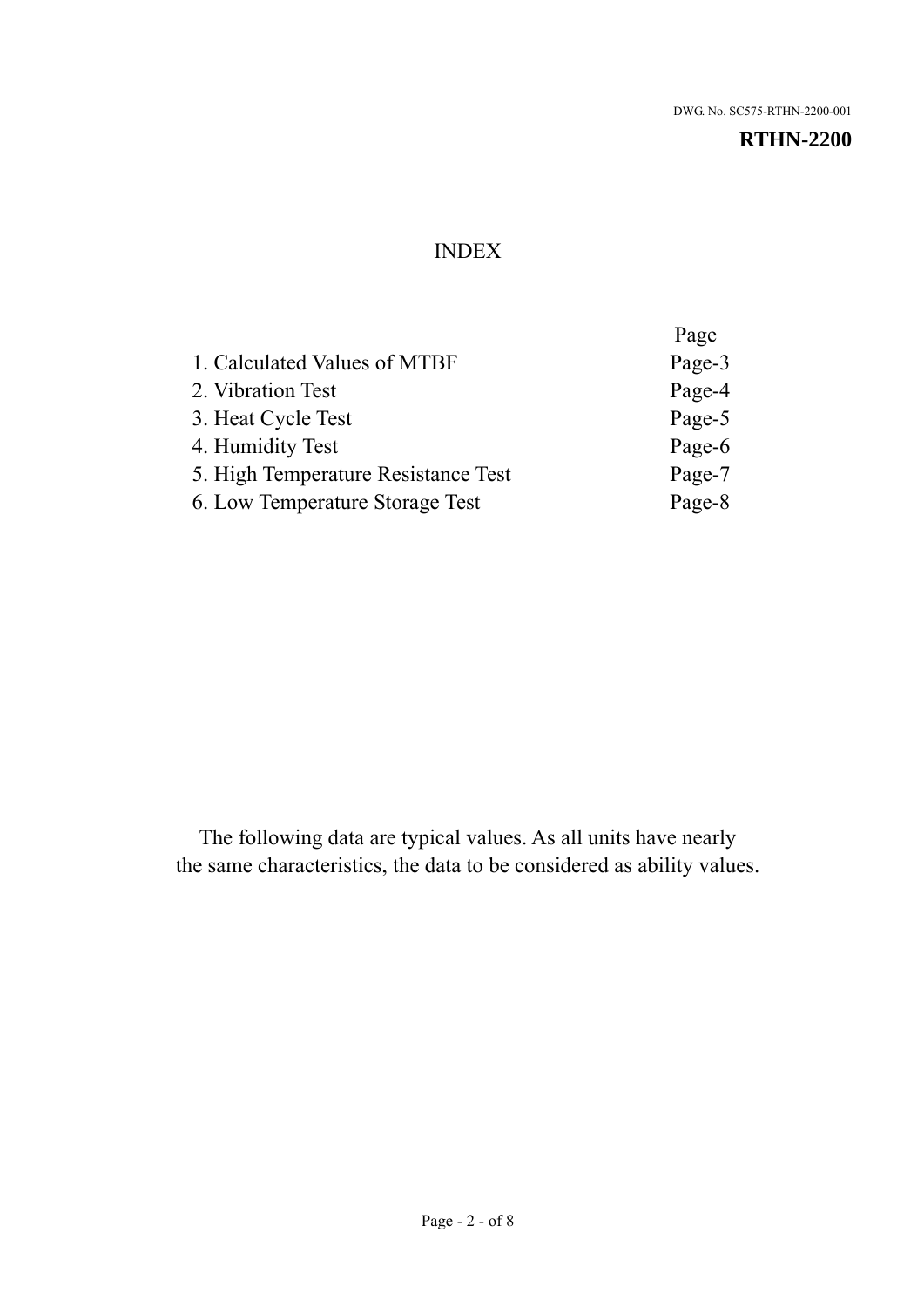DWG. No. SC575-RTHN-2200-001

**RTHN-2200**

# INDEX

| | Page |
|---|---|
| 1. Calculated Values of MTBF | Page-3 |
| 2. Vibration Test | Page-4 |
| 3. Heat Cycle Test | Page-5 |
| 4. Humidity Test | Page-6 |
| 5. High Temperature Resistance Test | Page-7 |
| 6. Low Temperature Storage Test | Page-8 |

The following data are typical values. As all units have nearly the same characteristics, the data to be considered as ability values.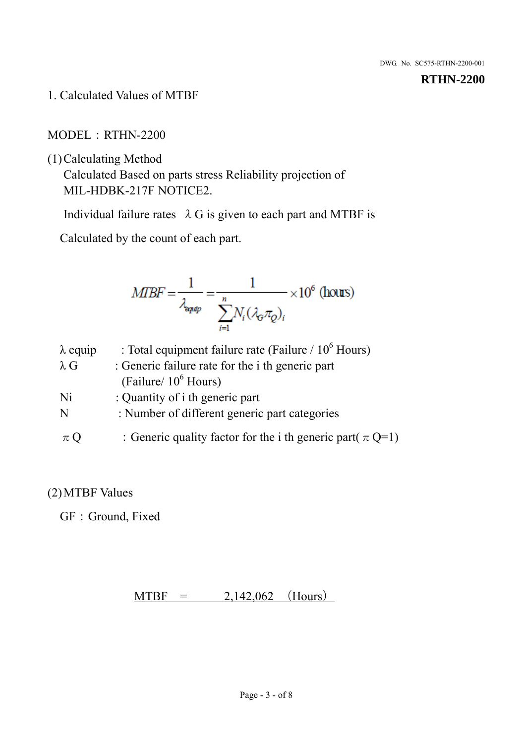DWG. No. SC575-RTHN-2200-001

**RTHN-2200**

## 1. Calculated Values of MTBF

MODEL：RTHN-2200

(1) Calculating Method

Calculated Based on parts stress Reliability projection of MIL-HDBK-217F NOTICE2.

Individual failure rates $\lambda G$ is given to each part and MTBF is

Calculated by the count of each part.

$$MTBF = \frac{1}{\lambda_{equip}} = \frac{1}{\sum_{i=1}^{n} N_i (\lambda_G \pi_Q)_i} \times 10^6 \text{ (hours)}$$

$\lambda$ equip : Total equipment failure rate (Failure / $10^6$ Hours)

$\lambda$ G : Generic failure rate for the i th generic part (Failure/ $10^6$ Hours)

Ni : Quantity of i th generic part

N : Number of different generic part categories

$\pi$ Q ：Generic quality factor for the i th generic part( $\pi$ Q=1)

(2) MTBF Values

GF：Ground, Fixed

MTBF = 2,142,062 (Hours)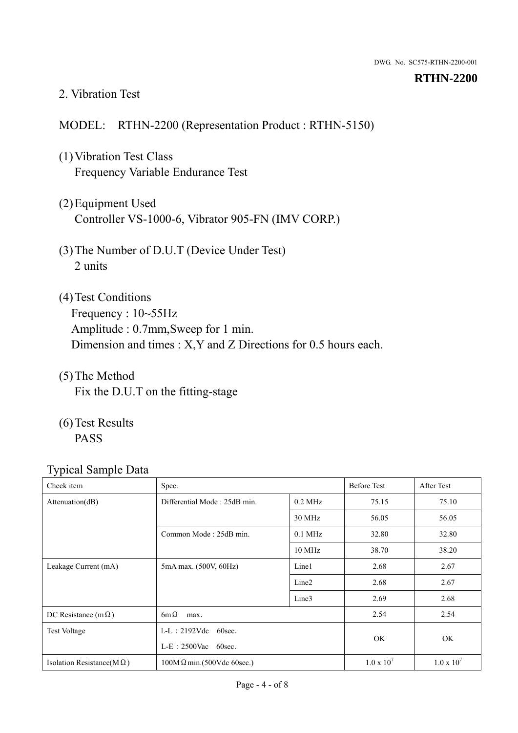DWG. No. SC575-RTHN-2200-001

**RTHN-2200**

## 2. Vibration Test

MODEL:　RTHN-2200 (Representation Product : RTHN-5150)

(1) Vibration Test Class
　Frequency Variable Endurance Test

(2) Equipment Used
　Controller VS-1000-6, Vibrator 905-FN (IMV CORP.)

(3) The Number of D.U.T (Device Under Test)
　2 units

(4) Test Conditions
　Frequency : 10~55Hz
　Amplitude : 0.7mm,Sweep for 1 min.
　Dimension and times : X,Y and Z Directions for 0.5 hours each.

(5) The Method
　Fix the D.U.T on the fitting-stage

(6) Test Results
　PASS

Typical Sample Data

| Check item | Spec. | | Before Test | After Test |
|---|---|---|---|---|
| Attenuation(dB) | Differential Mode : 25dB min. | 0.2 MHz | 75.15 | 75.10 |
| | | 30 MHz | 56.05 | 56.05 |
| | Common Mode : 25dB min. | 0.1 MHz | 32.80 | 32.80 |
| | | 10 MHz | 38.70 | 38.20 |
| Leakage Current (mA) | 5mA max. (500V, 60Hz) | Line1 | 2.68 | 2.67 |
| | | Line2 | 2.68 | 2.67 |
| | | Line3 | 2.69 | 2.68 |
| DC Resistance (mΩ) | 6mΩ　max. | | 2.54 | 2.54 |
| Test Voltage | L-L：2192Vdc　60sec.<br>L-E：2500Vac　60sec. | | OK | OK |
| Isolation Resistance(MΩ) | 100MΩmin.(500Vdc 60sec.) | | $1.0 \times 10^{7}$ | $1.0 \times 10^{7}$ |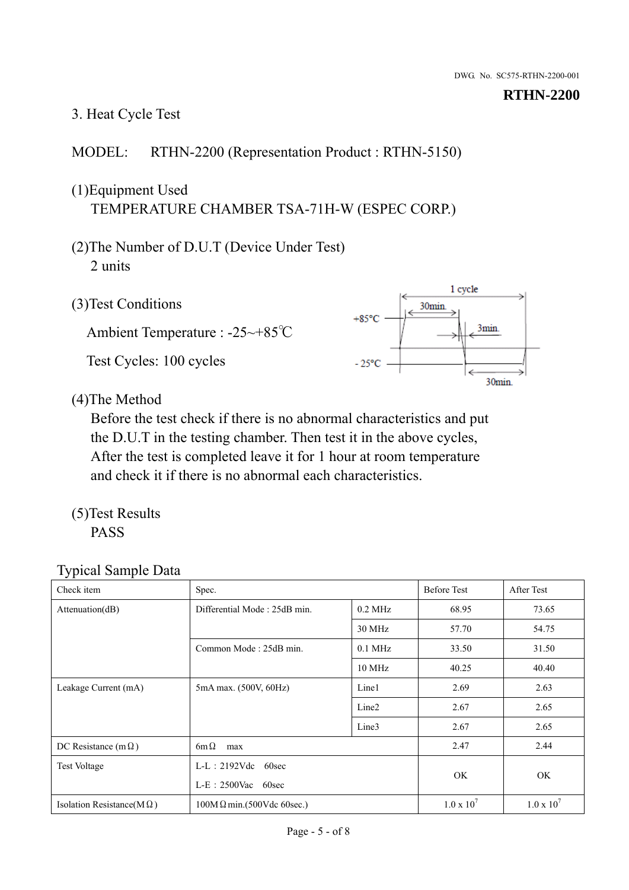DWG. No. SC575-RTHN-2200-001

**RTHN-2200**

## 3. Heat Cycle Test

MODEL: RTHN-2200 (Representation Product : RTHN-5150)

(1)Equipment Used
TEMPERATURE CHAMBER TSA-71H-W (ESPEC CORP.)

(2)The Number of D.U.T (Device Under Test)
2 units

(3)Test Conditions

Ambient Temperature : -25~+85℃

Test Cycles: 100 cycles

(4)The Method
Before the test check if there is no abnormal characteristics and put the D.U.T in the testing chamber. Then test it in the above cycles, After the test is completed leave it for 1 hour at room temperature and check it if there is no abnormal each characteristics.

(5)Test Results
PASS

Typical Sample Data

| Check item | Spec. | | Before Test | After Test |
|---|---|---|---|---|
| Attenuation(dB) | Differential Mode : 25dB min. | 0.2 MHz | 68.95 | 73.65 |
| | | 30 MHz | 57.70 | 54.75 |
| | Common Mode : 25dB min. | 0.1 MHz | 33.50 | 31.50 |
| | | 10 MHz | 40.25 | 40.40 |
| Leakage Current (mA) | 5mA max. (500V, 60Hz) | Line1 | 2.69 | 2.63 |
| | | Line2 | 2.67 | 2.65 |
| | | Line3 | 2.67 | 2.65 |
| DC Resistance (mΩ) | 6mΩ max | | 2.47 | 2.44 |
| Test Voltage | L-L : 2192Vdc 60sec<br>L-E : 2500Vac 60sec | | OK | OK |
| Isolation Resistance(MΩ) | 100MΩ min.(500Vdc 60sec.) | | $1.0 \times 10^7$ | $1.0 \times 10^7$ |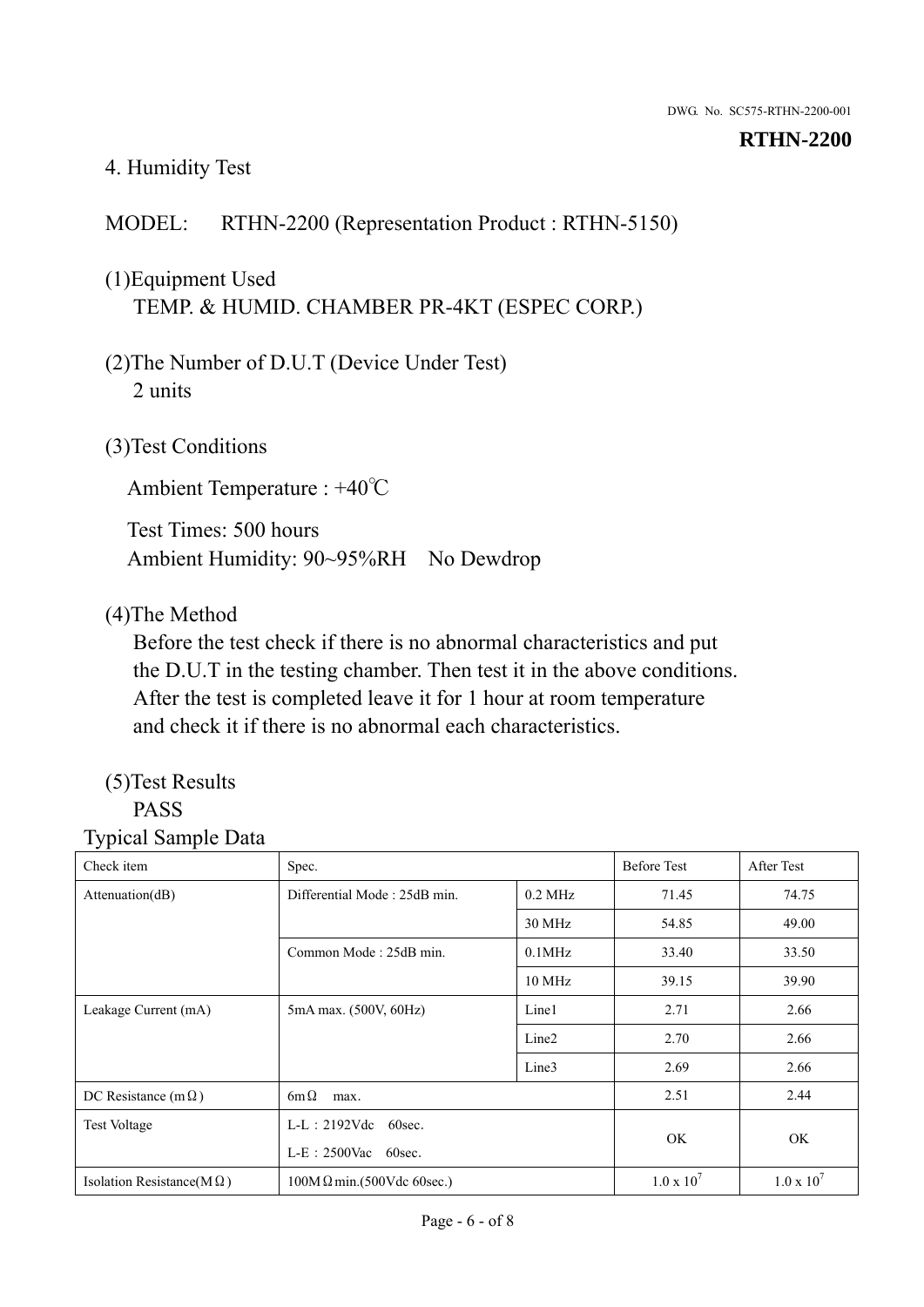# 4. Humidity Test

MODEL: RTHN-2200 (Representation Product : RTHN-5150)

(1)Equipment Used
TEMP. & HUMID. CHAMBER PR-4KT (ESPEC CORP.)

(2)The Number of D.U.T (Device Under Test)
2 units

(3)Test Conditions

Ambient Temperature : +40℃

Test Times: 500 hours
Ambient Humidity: 90~95%RH No Dewdrop

(4)The Method
Before the test check if there is no abnormal characteristics and put the D.U.T in the testing chamber. Then test it in the above conditions. After the test is completed leave it for 1 hour at room temperature and check it if there is no abnormal each characteristics.

(5)Test Results
PASS

Typical Sample Data

| Check item | Spec. | | Before Test | After Test |
|---|---|---|---|---|
| Attenuation(dB) | Differential Mode : 25dB min. | 0.2 MHz | 71.45 | 74.75 |
| | | 30 MHz | 54.85 | 49.00 |
| | Common Mode : 25dB min. | 0.1MHz | 33.40 | 33.50 |
| | | 10 MHz | 39.15 | 39.90 |
| Leakage Current (mA) | 5mA max. (500V, 60Hz) | Line1 | 2.71 | 2.66 |
| | | Line2 | 2.70 | 2.66 |
| | | Line3 | 2.69 | 2.66 |
| DC Resistance (mΩ) | 6mΩ max. | | 2.51 | 2.44 |
| Test Voltage | L-L : 2192Vdc 60sec.<br>L-E : 2500Vac 60sec. | | OK | OK |
| Isolation Resistance(MΩ) | 100MΩmin.(500Vdc 60sec.) | | $1.0 \times 10^7$ | $1.0 \times 10^7$ |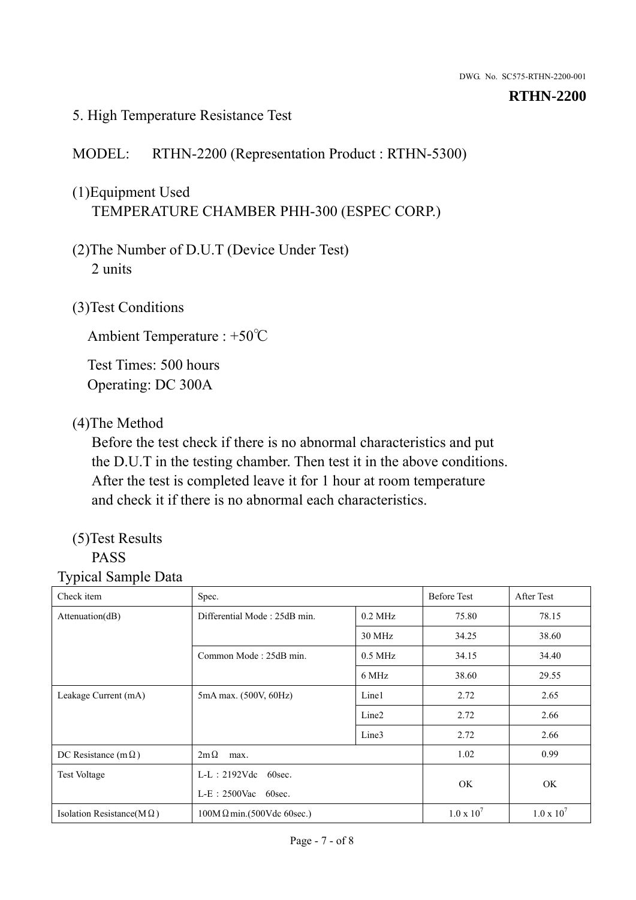## 5. High Temperature Resistance Test

MODEL: RTHN-2200 (Representation Product : RTHN-5300)

(1)Equipment Used
TEMPERATURE CHAMBER PHH-300 (ESPEC CORP.)

(2)The Number of D.U.T (Device Under Test)
2 units

(3)Test Conditions

Ambient Temperature : +50℃

Test Times: 500 hours
Operating: DC 300A

(4)The Method
Before the test check if there is no abnormal characteristics and put the D.U.T in the testing chamber. Then test it in the above conditions. After the test is completed leave it for 1 hour at room temperature and check it if there is no abnormal each characteristics.

(5)Test Results
PASS

Typical Sample Data

| Check item | Spec. | | Before Test | After Test |
|---|---|---|---|---|
| Attenuation(dB) | Differential Mode : 25dB min. | 0.2 MHz | 75.80 | 78.15 |
| | | 30 MHz | 34.25 | 38.60 |
| | Common Mode : 25dB min. | 0.5 MHz | 34.15 | 34.40 |
| | | 6 MHz | 38.60 | 29.55 |
| Leakage Current (mA) | 5mA max. (500V, 60Hz) | Line1 | 2.72 | 2.65 |
| | | Line2 | 2.72 | 2.66 |
| | | Line3 | 2.72 | 2.66 |
| DC Resistance (mΩ) | 2mΩ max. | | 1.02 | 0.99 |
| Test Voltage | L-L：2192Vdc 60sec.<br>L-E：2500Vac 60sec. | | OK | OK |
| Isolation Resistance(MΩ) | 100MΩmin.(500Vdc 60sec.) | | $1.0 \times 10^7$ | $1.0 \times 10^7$ |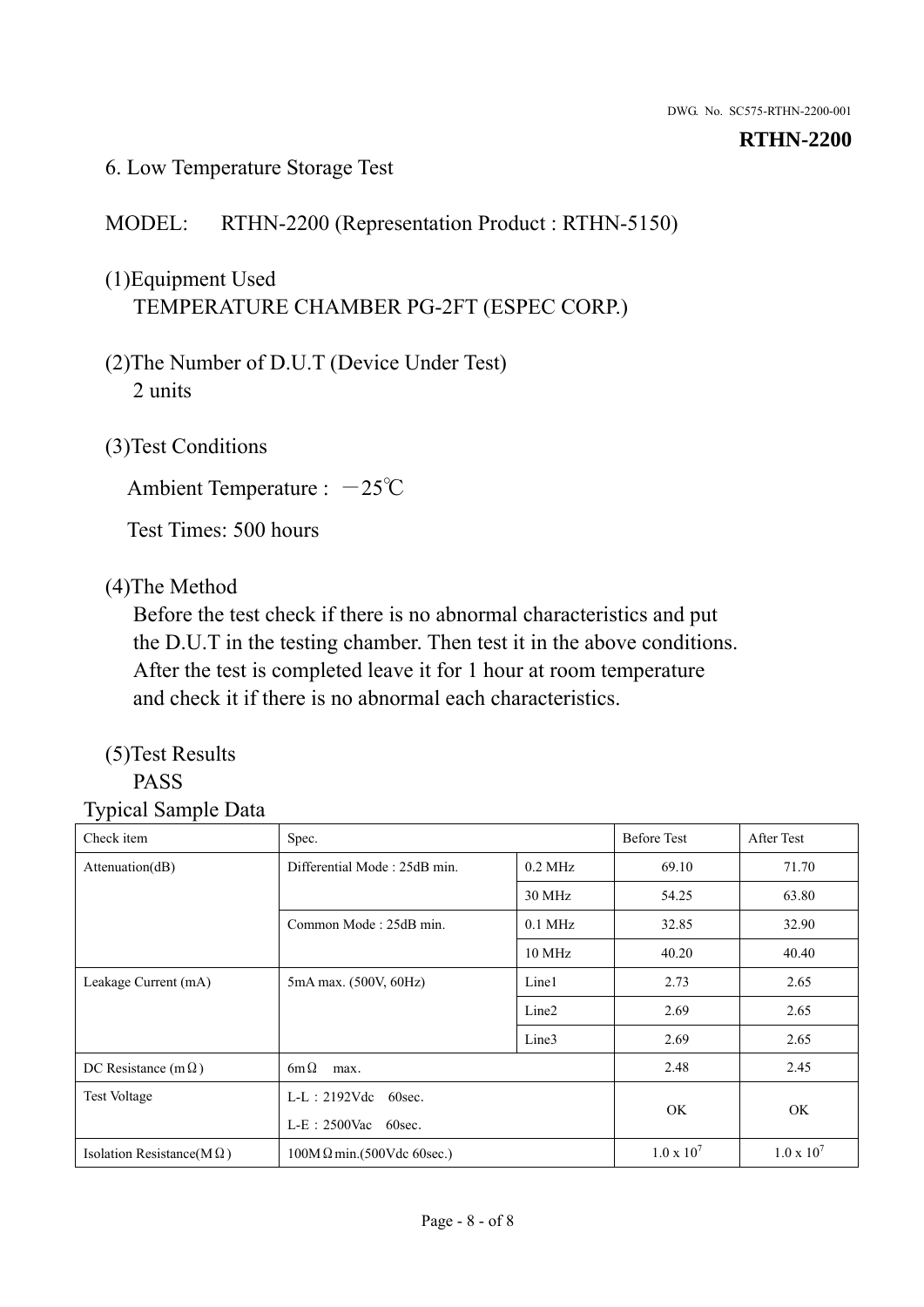## 6. Low Temperature Storage Test

MODEL:  RTHN-2200 (Representation Product : RTHN-5150)

(1)Equipment Used

TEMPERATURE CHAMBER PG-2FT (ESPEC CORP.)

(2)The Number of D.U.T (Device Under Test)

2 units

(3)Test Conditions

Ambient Temperature : －25℃

Test Times: 500 hours

(4)The Method

Before the test check if there is no abnormal characteristics and put the D.U.T in the testing chamber. Then test it in the above conditions. After the test is completed leave it for 1 hour at room temperature and check it if there is no abnormal each characteristics.

(5)Test Results

PASS

Typical Sample Data

| Check item | Spec. | | Before Test | After Test |
|---|---|---|---|---|
| Attenuation(dB) | Differential Mode : 25dB min. | 0.2 MHz | 69.10 | 71.70 |
| | | 30 MHz | 54.25 | 63.80 |
| | Common Mode : 25dB min. | 0.1 MHz | 32.85 | 32.90 |
| | | 10 MHz | 40.20 | 40.40 |
| Leakage Current (mA) | 5mA max. (500V, 60Hz) | Line1 | 2.73 | 2.65 |
| | | Line2 | 2.69 | 2.65 |
| | | Line3 | 2.69 | 2.65 |
| DC Resistance (mΩ) | 6mΩ max. | | 2.48 | 2.45 |
| Test Voltage | L-L：2192Vdc 60sec.<br>L-E：2500Vac 60sec. | | OK | OK |
| Isolation Resistance(MΩ) | 100MΩmin.(500Vdc 60sec.) | | $1.0 \times 10^7$ | $1.0 \times 10^7$ |